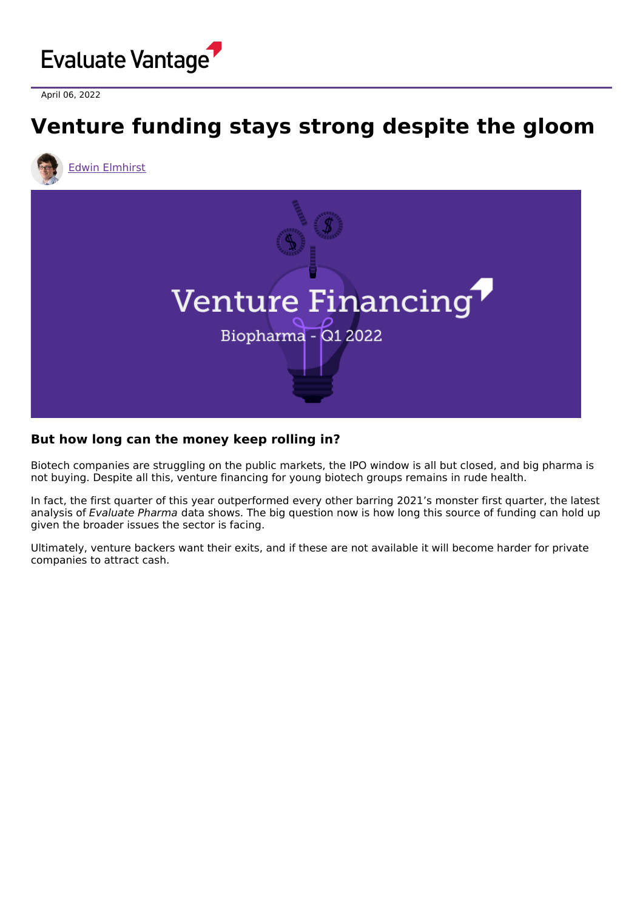Evaluate Vantage

April 06, 2022

# Venture funding stays strong despite the gloom

Edwin Elmhirst

## But how long can the money keep rolling in?

Biotech companies are struggling on the public markets, the IPO window is all but closed, and big pharma is not buying. Despite all this, venture financing for young biotech groups remains in rude health.

In fact, the first quarter of this year outperformed every other barring 2021's monster first quarter, the latest analysis of *Evaluate Pharma* data shows. The big question now is how long this source of funding can hold up given the broader issues the sector is facing.

Ultimately, venture backers want their exits, and if these are not available it will become harder for private companies to attract cash.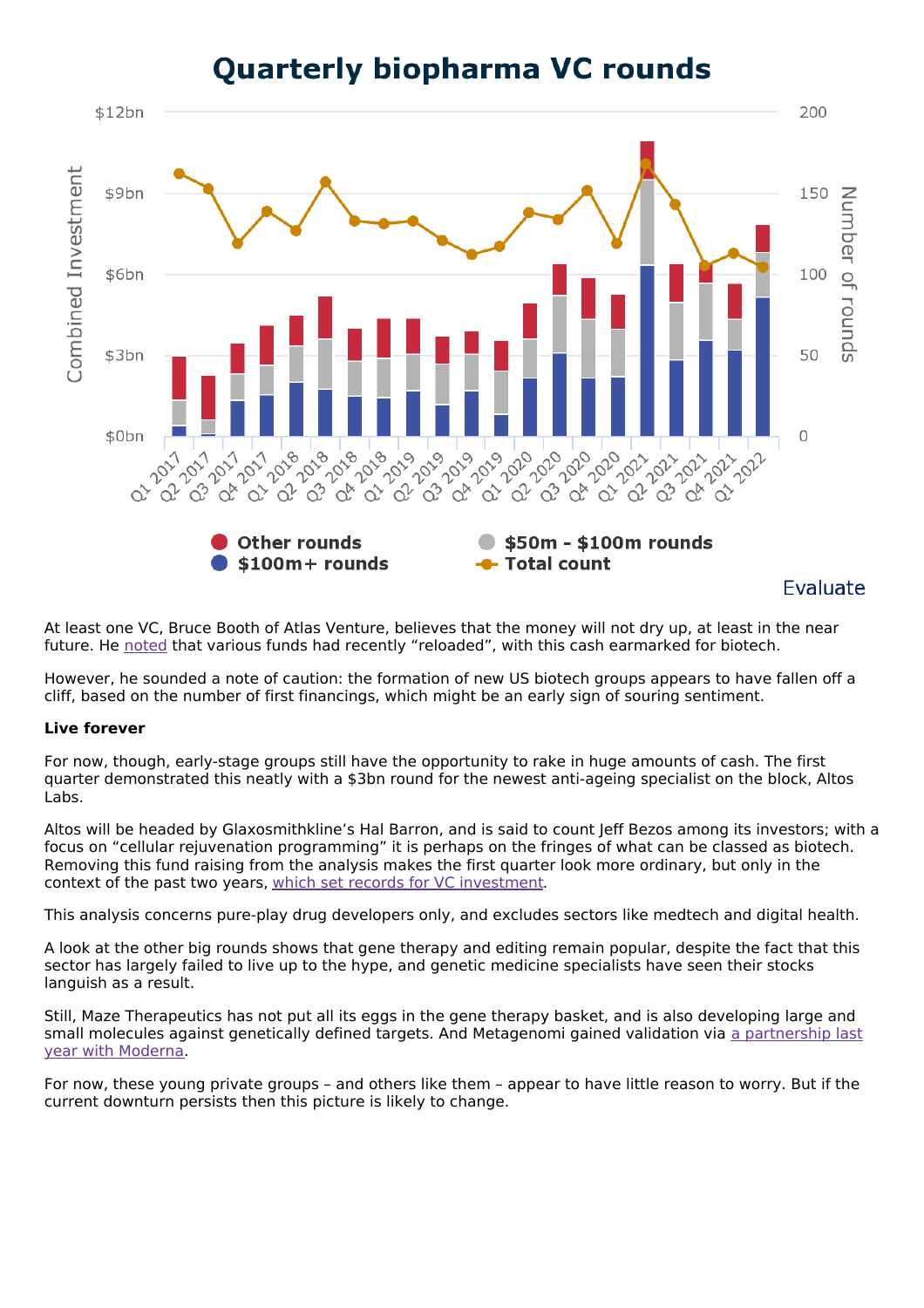## Quarterly biopharma VC rounds

Evaluate

At least one VC, Bruce Booth of Atlas Venture, believes that the money will not dry up, at least in the near future. He noted that various funds had recently "reloaded", with this cash earmarked for biotech.

However, he sounded a note of caution: the formation of new US biotech groups appears to have fallen off a cliff, based on the number of first financings, which might be an early sign of souring sentiment.

**Live forever**

For now, though, early-stage groups still have the opportunity to rake in huge amounts of cash. The first quarter demonstrated this neatly with a $3bn round for the newest anti-ageing specialist on the block, Altos Labs.

Altos will be headed by Glaxosmithkline's Hal Barron, and is said to count Jeff Bezos among its investors; with a focus on "cellular rejuvenation programming" it is perhaps on the fringes of what can be classed as biotech. Removing this fund raising from the analysis makes the first quarter look more ordinary, but only in the context of the past two years, which set records for VC investment.

This analysis concerns pure-play drug developers only, and excludes sectors like medtech and digital health.

A look at the other big rounds shows that gene therapy and editing remain popular, despite the fact that this sector has largely failed to live up to the hype, and genetic medicine specialists have seen their stocks languish as a result.

Still, Maze Therapeutics has not put all its eggs in the gene therapy basket, and is also developing large and small molecules against genetically defined targets. And Metagenomi gained validation via a partnership last year with Moderna.

For now, these young private groups – and others like them – appear to have little reason to worry. But if the current downturn persists then this picture is likely to change.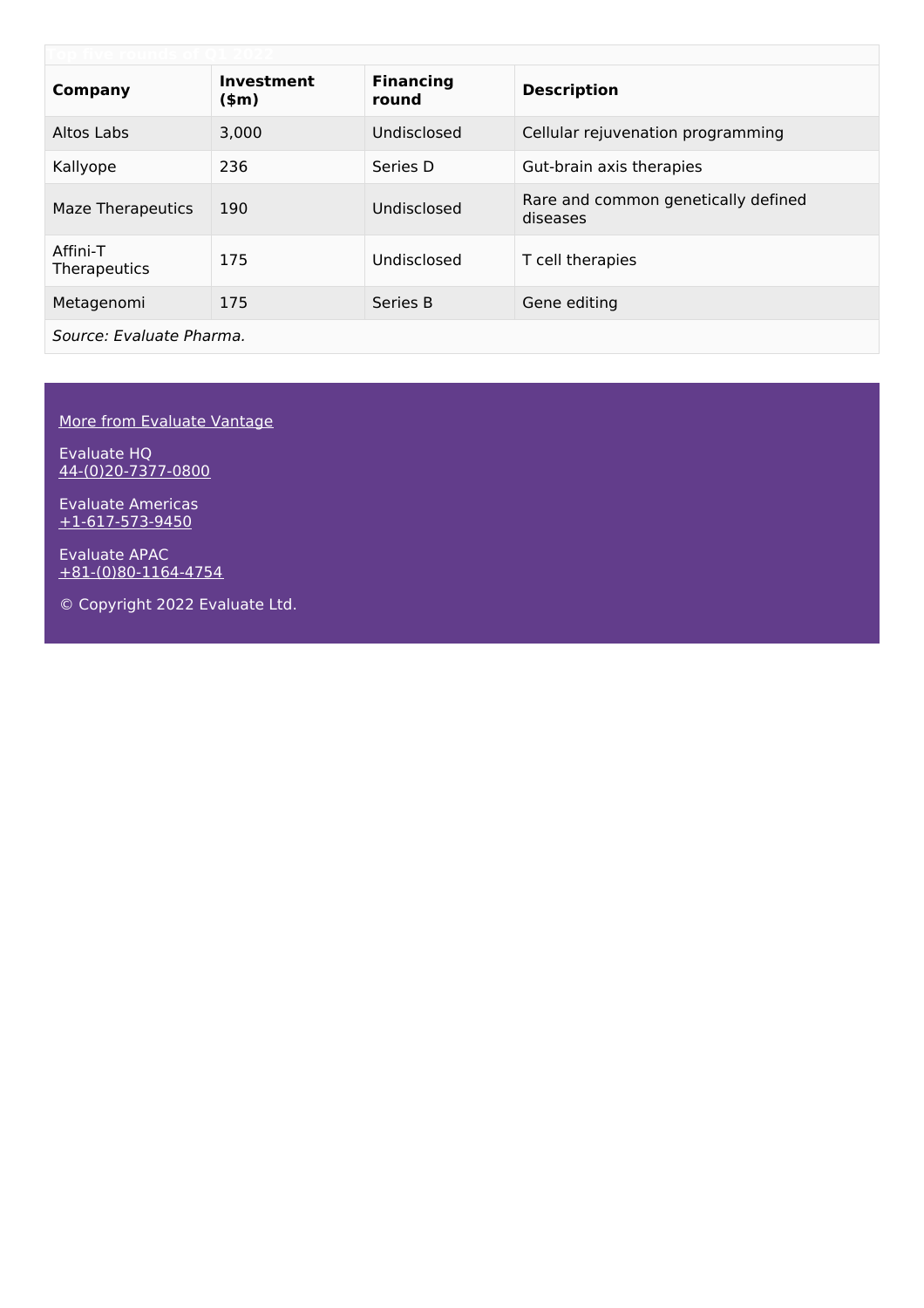| Top five rounds of Q1 2022 | | | |
|---|---|---|---|
| **Company** | **Investment ($m)** | **Financing round** | **Description** |
| Altos Labs | 3,000 | Undisclosed | Cellular rejuvenation programming |
| Kallyope | 236 | Series D | Gut-brain axis therapies |
| Maze Therapeutics | 190 | Undisclosed | Rare and common genetically defined diseases |
| Affini-T Therapeutics | 175 | Undisclosed | T cell therapies |
| Metagenomi | 175 | Series B | Gene editing |

*Source: Evaluate Pharma.*

More from Evaluate Vantage

Evaluate HQ
44-(0)20-7377-0800

Evaluate Americas
+1-617-573-9450

Evaluate APAC
+81-(0)80-1164-4754

© Copyright 2022 Evaluate Ltd.